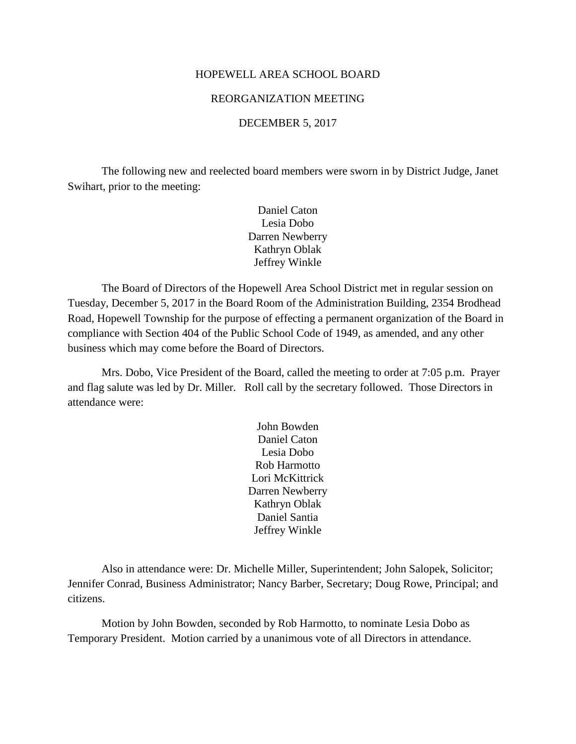# HOPEWELL AREA SCHOOL BOARD

## REORGANIZATION MEETING

### DECEMBER 5, 2017

The following new and reelected board members were sworn in by District Judge, Janet Swihart, prior to the meeting:

Daniel Caton
Lesia Dobo
Darren Newberry
Kathryn Oblak
Jeffrey Winkle

The Board of Directors of the Hopewell Area School District met in regular session on Tuesday, December 5, 2017 in the Board Room of the Administration Building, 2354 Brodhead Road, Hopewell Township for the purpose of effecting a permanent organization of the Board in compliance with Section 404 of the Public School Code of 1949, as amended, and any other business which may come before the Board of Directors.

Mrs. Dobo, Vice President of the Board, called the meeting to order at 7:05 p.m. Prayer and flag salute was led by Dr. Miller. Roll call by the secretary followed. Those Directors in attendance were:

John Bowden
Daniel Caton
Lesia Dobo
Rob Harmotto
Lori McKittrick
Darren Newberry
Kathryn Oblak
Daniel Santia
Jeffrey Winkle

Also in attendance were: Dr. Michelle Miller, Superintendent; John Salopek, Solicitor; Jennifer Conrad, Business Administrator; Nancy Barber, Secretary; Doug Rowe, Principal; and citizens.

Motion by John Bowden, seconded by Rob Harmotto, to nominate Lesia Dobo as Temporary President. Motion carried by a unanimous vote of all Directors in attendance.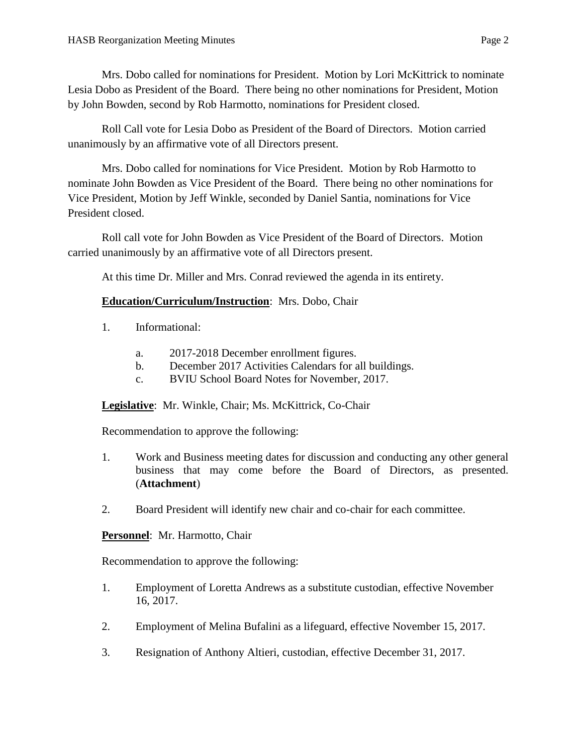Mrs. Dobo called for nominations for President. Motion by Lori McKittrick to nominate Lesia Dobo as President of the Board. There being no other nominations for President, Motion by John Bowden, second by Rob Harmotto, nominations for President closed.

Roll Call vote for Lesia Dobo as President of the Board of Directors. Motion carried unanimously by an affirmative vote of all Directors present.

Mrs. Dobo called for nominations for Vice President. Motion by Rob Harmotto to nominate John Bowden as Vice President of the Board. There being no other nominations for Vice President, Motion by Jeff Winkle, seconded by Daniel Santia, nominations for Vice President closed.

Roll call vote for John Bowden as Vice President of the Board of Directors. Motion carried unanimously by an affirmative vote of all Directors present.

At this time Dr. Miller and Mrs. Conrad reviewed the agenda in its entirety.

**Education/Curriculum/Instruction**: Mrs. Dobo, Chair

1. Informational:

   a. 2017-2018 December enrollment figures.
   b. December 2017 Activities Calendars for all buildings.
   c. BVIU School Board Notes for November, 2017.

**Legislative**: Mr. Winkle, Chair; Ms. McKittrick, Co-Chair

Recommendation to approve the following:

1. Work and Business meeting dates for discussion and conducting any other general business that may come before the Board of Directors, as presented. (**Attachment**)

2. Board President will identify new chair and co-chair for each committee.

**Personnel**: Mr. Harmotto, Chair

Recommendation to approve the following:

1. Employment of Loretta Andrews as a substitute custodian, effective November 16, 2017.

2. Employment of Melina Bufalini as a lifeguard, effective November 15, 2017.

3. Resignation of Anthony Altieri, custodian, effective December 31, 2017.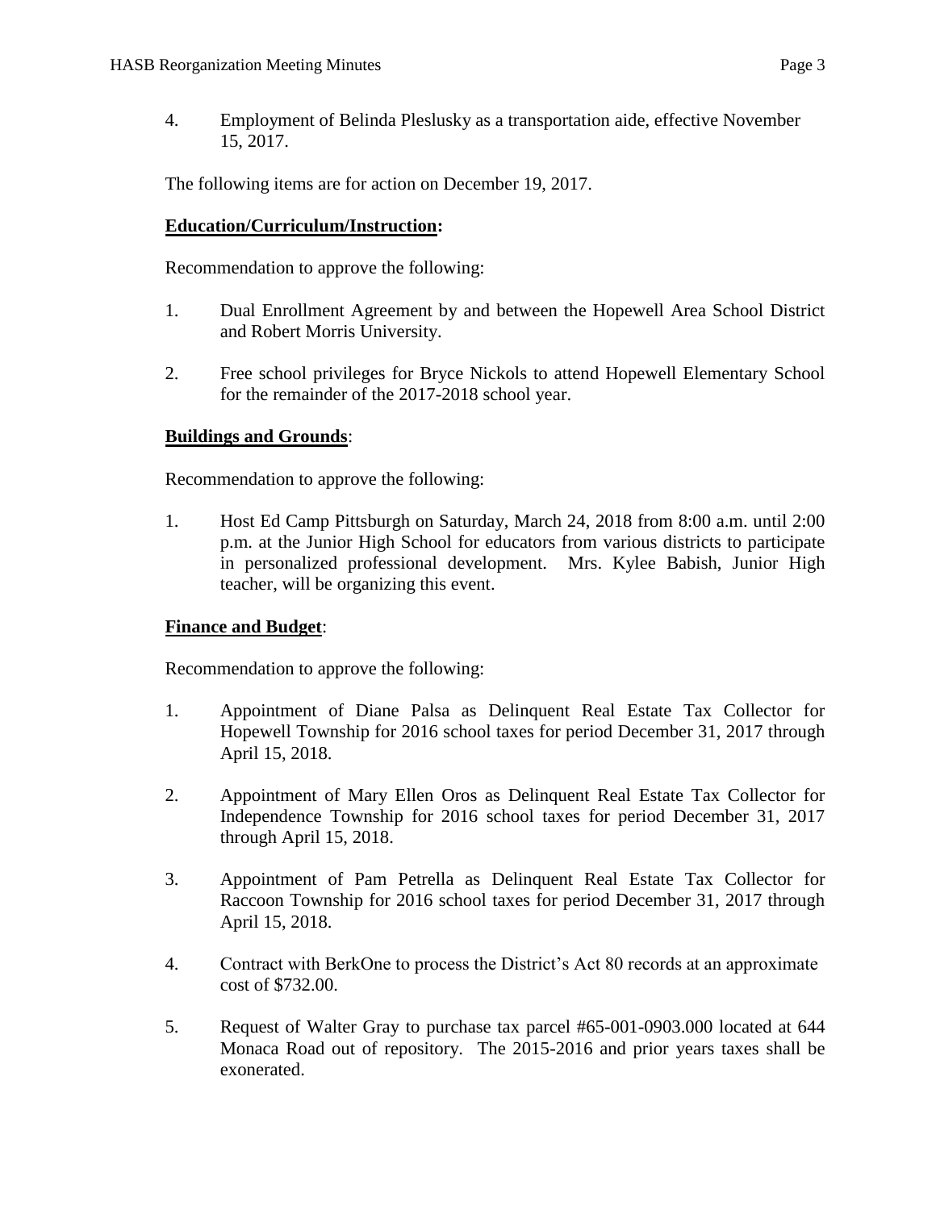4. Employment of Belinda Pleslusky as a transportation aide, effective November 15, 2017.

The following items are for action on December 19, 2017.

**Education/Curriculum/Instruction:**

Recommendation to approve the following:

1. Dual Enrollment Agreement by and between the Hopewell Area School District and Robert Morris University.

2. Free school privileges for Bryce Nickols to attend Hopewell Elementary School for the remainder of the 2017-2018 school year.

**Buildings and Grounds**:

Recommendation to approve the following:

1. Host Ed Camp Pittsburgh on Saturday, March 24, 2018 from 8:00 a.m. until 2:00 p.m. at the Junior High School for educators from various districts to participate in personalized professional development. Mrs. Kylee Babish, Junior High teacher, will be organizing this event.

**Finance and Budget**:

Recommendation to approve the following:

1. Appointment of Diane Palsa as Delinquent Real Estate Tax Collector for Hopewell Township for 2016 school taxes for period December 31, 2017 through April 15, 2018.

2. Appointment of Mary Ellen Oros as Delinquent Real Estate Tax Collector for Independence Township for 2016 school taxes for period December 31, 2017 through April 15, 2018.

3. Appointment of Pam Petrella as Delinquent Real Estate Tax Collector for Raccoon Township for 2016 school taxes for period December 31, 2017 through April 15, 2018.

4. Contract with BerkOne to process the District's Act 80 records at an approximate cost of $732.00.

5. Request of Walter Gray to purchase tax parcel #65-001-0903.000 located at 644 Monaca Road out of repository. The 2015-2016 and prior years taxes shall be exonerated.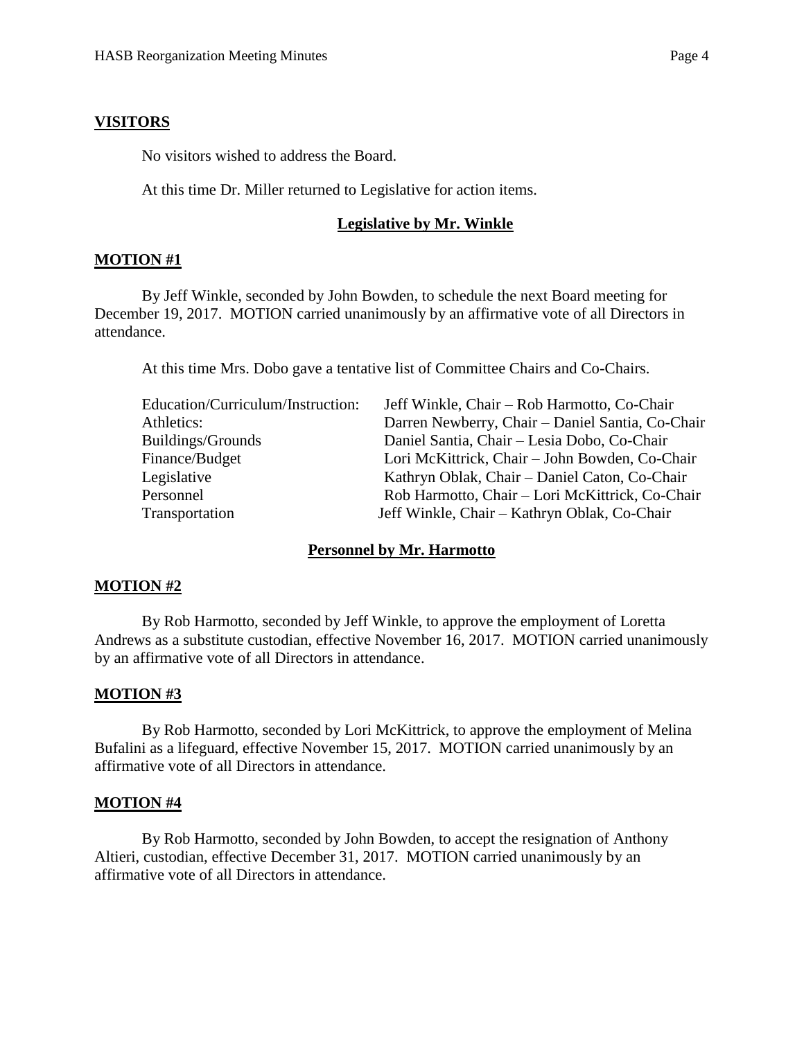**VISITORS**

No visitors wished to address the Board.

At this time Dr. Miller returned to Legislative for action items.

**Legislative by Mr. Winkle**

**MOTION #1**

By Jeff Winkle, seconded by John Bowden, to schedule the next Board meeting for December 19, 2017. MOTION carried unanimously by an affirmative vote of all Directors in attendance.

At this time Mrs. Dobo gave a tentative list of Committee Chairs and Co-Chairs.

| | |
|---|---|
| Education/Curriculum/Instruction: | Jeff Winkle, Chair – Rob Harmotto, Co-Chair |
| Athletics: | Darren Newberry, Chair – Daniel Santia, Co-Chair |
| Buildings/Grounds | Daniel Santia, Chair – Lesia Dobo, Co-Chair |
| Finance/Budget | Lori McKittrick, Chair – John Bowden, Co-Chair |
| Legislative | Kathryn Oblak, Chair – Daniel Caton, Co-Chair |
| Personnel | Rob Harmotto, Chair – Lori McKittrick, Co-Chair |
| Transportation | Jeff Winkle, Chair – Kathryn Oblak, Co-Chair |

**Personnel by Mr. Harmotto**

**MOTION #2**

By Rob Harmotto, seconded by Jeff Winkle, to approve the employment of Loretta Andrews as a substitute custodian, effective November 16, 2017. MOTION carried unanimously by an affirmative vote of all Directors in attendance.

**MOTION #3**

By Rob Harmotto, seconded by Lori McKittrick, to approve the employment of Melina Bufalini as a lifeguard, effective November 15, 2017. MOTION carried unanimously by an affirmative vote of all Directors in attendance.

**MOTION #4**

By Rob Harmotto, seconded by John Bowden, to accept the resignation of Anthony Altieri, custodian, effective December 31, 2017. MOTION carried unanimously by an affirmative vote of all Directors in attendance.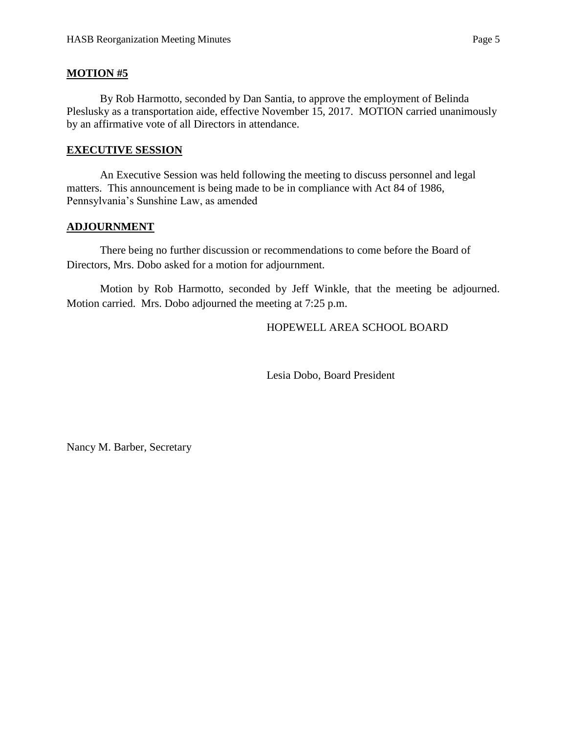**MOTION #5**

By Rob Harmotto, seconded by Dan Santia, to approve the employment of Belinda Pleslusky as a transportation aide, effective November 15, 2017. MOTION carried unanimously by an affirmative vote of all Directors in attendance.

**EXECUTIVE SESSION**

An Executive Session was held following the meeting to discuss personnel and legal matters. This announcement is being made to be in compliance with Act 84 of 1986, Pennsylvania's Sunshine Law, as amended

**ADJOURNMENT**

There being no further discussion or recommendations to come before the Board of Directors, Mrs. Dobo asked for a motion for adjournment.

Motion by Rob Harmotto, seconded by Jeff Winkle, that the meeting be adjourned. Motion carried. Mrs. Dobo adjourned the meeting at 7:25 p.m.

HOPEWELL AREA SCHOOL BOARD

Lesia Dobo, Board President

Nancy M. Barber, Secretary